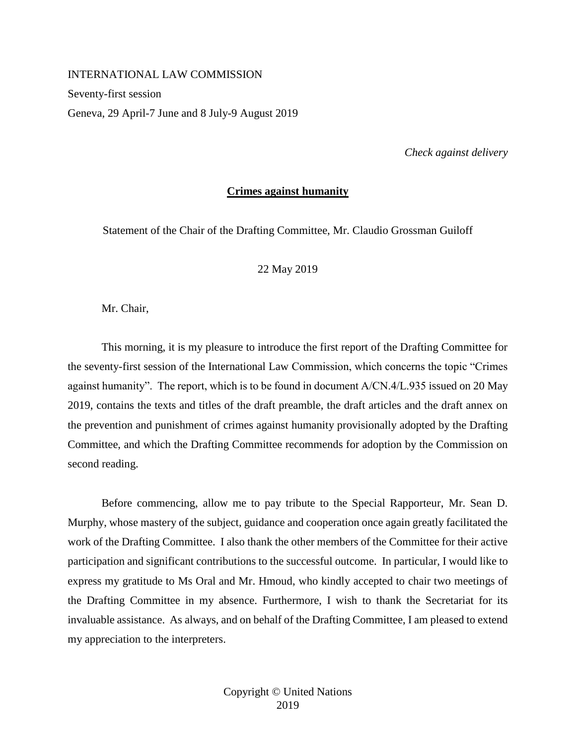INTERNATIONAL LAW COMMISSION

Seventy-first session

Geneva, 29 April-7 June and 8 July-9 August 2019

*Check against delivery*

**Crimes against humanity**

Statement of the Chair of the Drafting Committee, Mr. Claudio Grossman Guiloff

22 May 2019

Mr. Chair,

This morning, it is my pleasure to introduce the first report of the Drafting Committee for the seventy-first session of the International Law Commission, which concerns the topic "Crimes against humanity". The report, which is to be found in document A/CN.4/L.935 issued on 20 May 2019, contains the texts and titles of the draft preamble, the draft articles and the draft annex on the prevention and punishment of crimes against humanity provisionally adopted by the Drafting Committee, and which the Drafting Committee recommends for adoption by the Commission on second reading.

Before commencing, allow me to pay tribute to the Special Rapporteur, Mr. Sean D. Murphy, whose mastery of the subject, guidance and cooperation once again greatly facilitated the work of the Drafting Committee. I also thank the other members of the Committee for their active participation and significant contributions to the successful outcome. In particular, I would like to express my gratitude to Ms Oral and Mr. Hmoud, who kindly accepted to chair two meetings of the Drafting Committee in my absence. Furthermore, I wish to thank the Secretariat for its invaluable assistance. As always, and on behalf of the Drafting Committee, I am pleased to extend my appreciation to the interpreters.

Copyright © United Nations 2019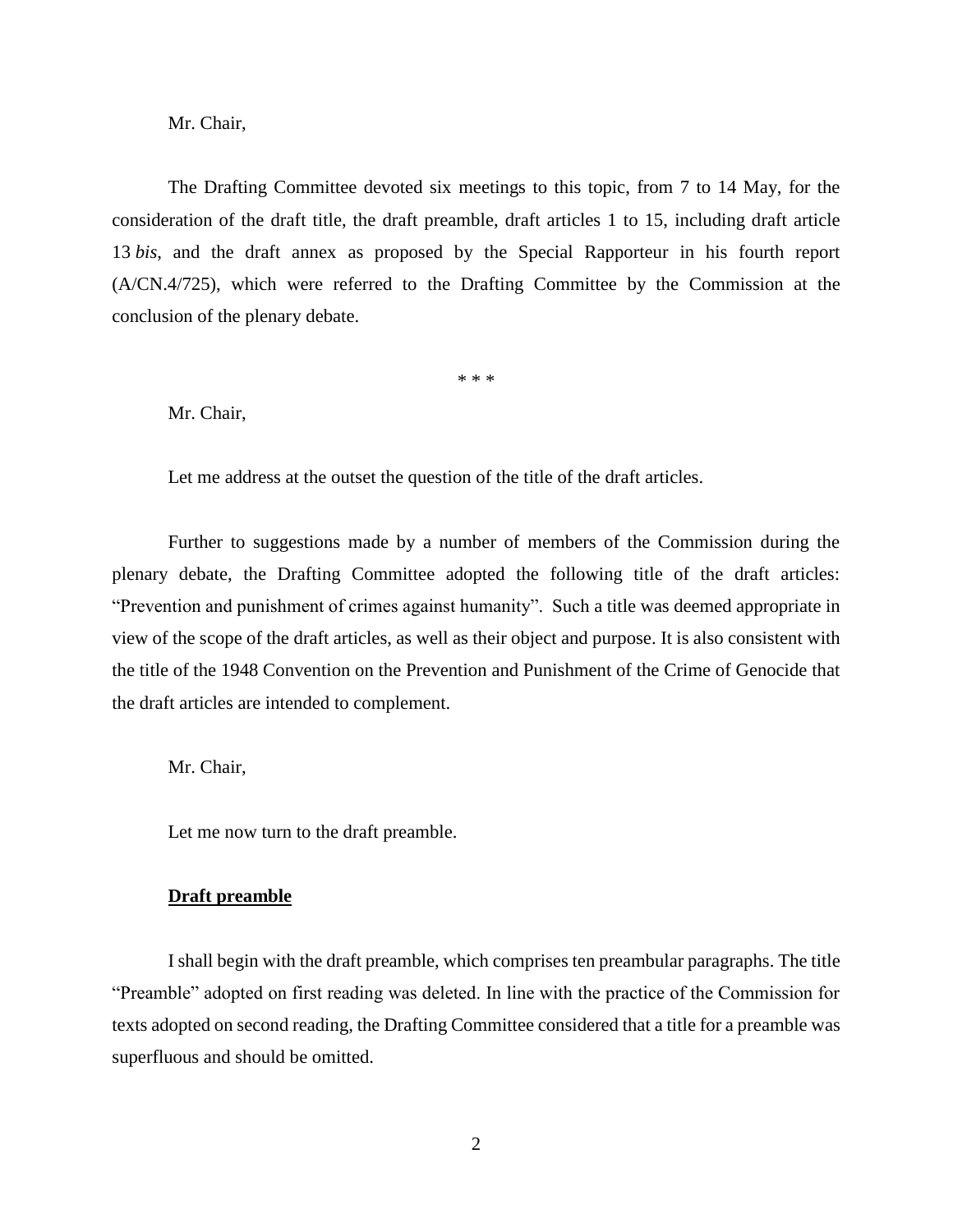Mr. Chair,

The Drafting Committee devoted six meetings to this topic, from 7 to 14 May, for the consideration of the draft title, the draft preamble, draft articles 1 to 15, including draft article 13 *bis*, and the draft annex as proposed by the Special Rapporteur in his fourth report (A/CN.4/725), which were referred to the Drafting Committee by the Commission at the conclusion of the plenary debate.

\* \* \*

Mr. Chair,

Let me address at the outset the question of the title of the draft articles.

Further to suggestions made by a number of members of the Commission during the plenary debate, the Drafting Committee adopted the following title of the draft articles: "Prevention and punishment of crimes against humanity". Such a title was deemed appropriate in view of the scope of the draft articles, as well as their object and purpose. It is also consistent with the title of the 1948 Convention on the Prevention and Punishment of the Crime of Genocide that the draft articles are intended to complement.

Mr. Chair,

Let me now turn to the draft preamble.

**Draft preamble**

I shall begin with the draft preamble, which comprises ten preambular paragraphs. The title "Preamble" adopted on first reading was deleted. In line with the practice of the Commission for texts adopted on second reading, the Drafting Committee considered that a title for a preamble was superfluous and should be omitted.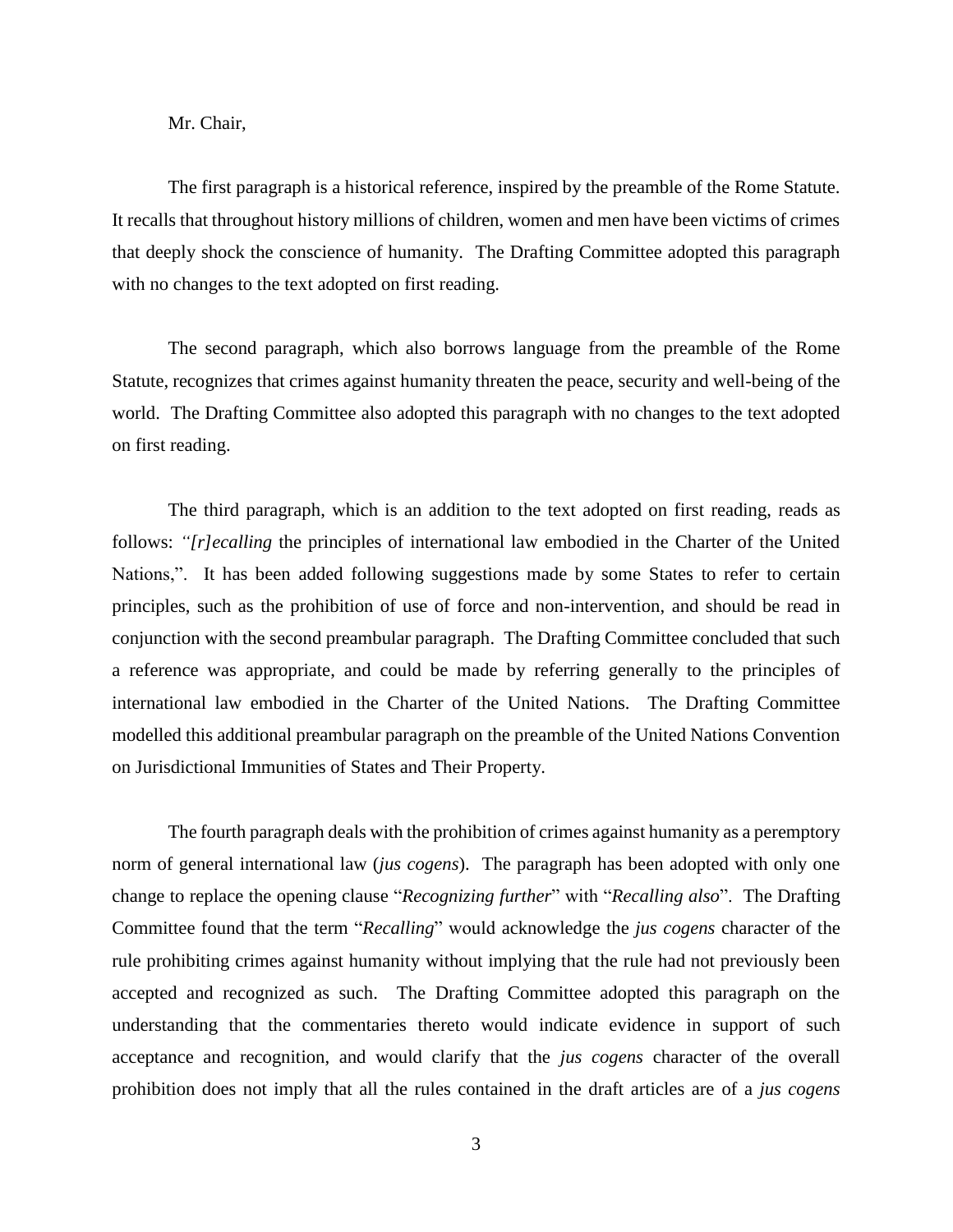Mr. Chair,

The first paragraph is a historical reference, inspired by the preamble of the Rome Statute. It recalls that throughout history millions of children, women and men have been victims of crimes that deeply shock the conscience of humanity. The Drafting Committee adopted this paragraph with no changes to the text adopted on first reading.

The second paragraph, which also borrows language from the preamble of the Rome Statute, recognizes that crimes against humanity threaten the peace, security and well-being of the world. The Drafting Committee also adopted this paragraph with no changes to the text adopted on first reading.

The third paragraph, which is an addition to the text adopted on first reading, reads as follows: *"[r]ecalling* the principles of international law embodied in the Charter of the United Nations,". It has been added following suggestions made by some States to refer to certain principles, such as the prohibition of use of force and non-intervention, and should be read in conjunction with the second preambular paragraph. The Drafting Committee concluded that such a reference was appropriate, and could be made by referring generally to the principles of international law embodied in the Charter of the United Nations. The Drafting Committee modelled this additional preambular paragraph on the preamble of the United Nations Convention on Jurisdictional Immunities of States and Their Property.

The fourth paragraph deals with the prohibition of crimes against humanity as a peremptory norm of general international law (*jus cogens*). The paragraph has been adopted with only one change to replace the opening clause "*Recognizing further*" with "*Recalling also*". The Drafting Committee found that the term "*Recalling*" would acknowledge the *jus cogens* character of the rule prohibiting crimes against humanity without implying that the rule had not previously been accepted and recognized as such. The Drafting Committee adopted this paragraph on the understanding that the commentaries thereto would indicate evidence in support of such acceptance and recognition, and would clarify that the *jus cogens* character of the overall prohibition does not imply that all the rules contained in the draft articles are of a *jus cogens*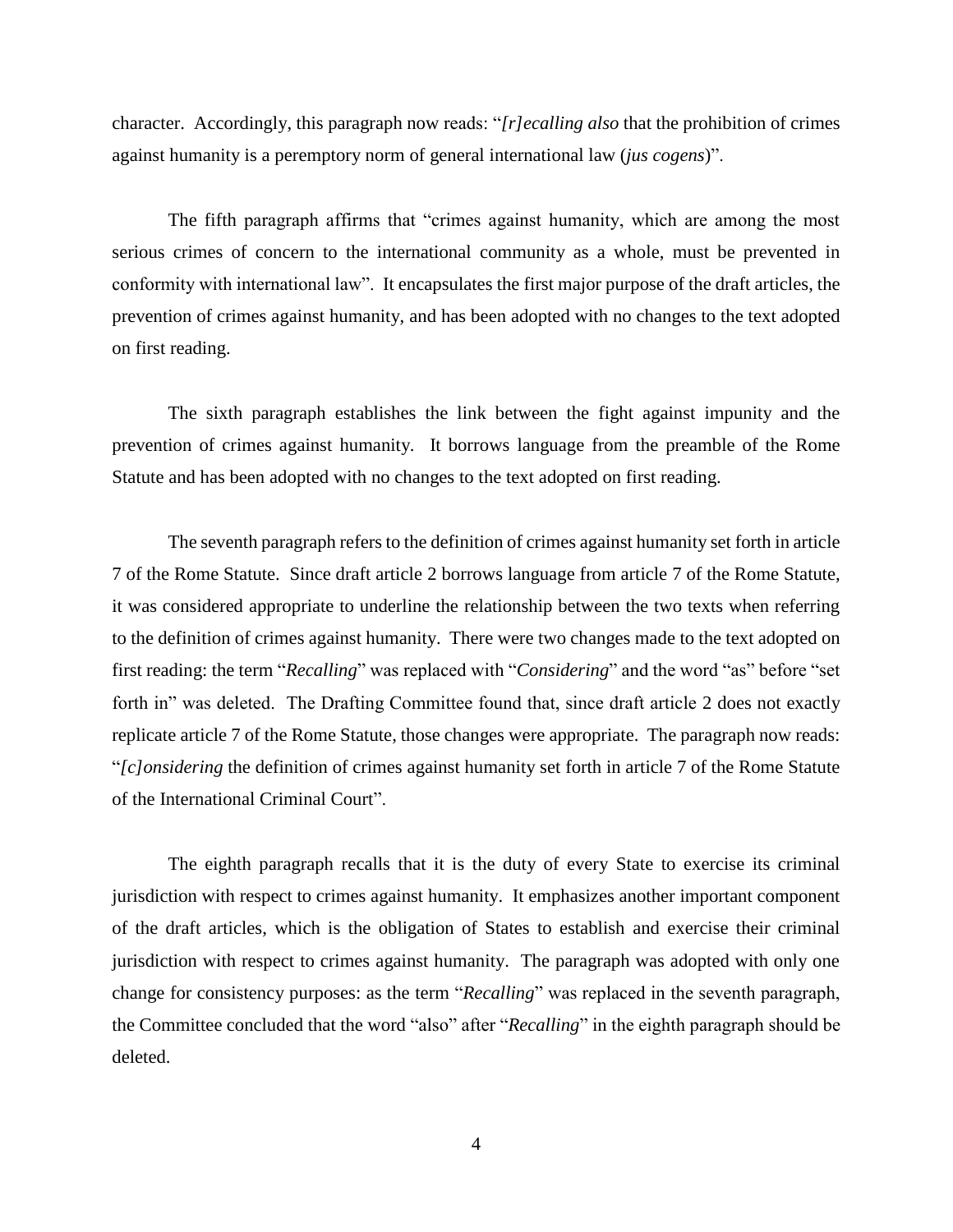character. Accordingly, this paragraph now reads: "*[r]ecalling also* that the prohibition of crimes against humanity is a peremptory norm of general international law (*jus cogens*)".

The fifth paragraph affirms that "crimes against humanity, which are among the most serious crimes of concern to the international community as a whole, must be prevented in conformity with international law". It encapsulates the first major purpose of the draft articles, the prevention of crimes against humanity, and has been adopted with no changes to the text adopted on first reading.

The sixth paragraph establishes the link between the fight against impunity and the prevention of crimes against humanity. It borrows language from the preamble of the Rome Statute and has been adopted with no changes to the text adopted on first reading.

The seventh paragraph refers to the definition of crimes against humanity set forth in article 7 of the Rome Statute. Since draft article 2 borrows language from article 7 of the Rome Statute, it was considered appropriate to underline the relationship between the two texts when referring to the definition of crimes against humanity. There were two changes made to the text adopted on first reading: the term "*Recalling*" was replaced with "*Considering*" and the word "as" before "set forth in" was deleted. The Drafting Committee found that, since draft article 2 does not exactly replicate article 7 of the Rome Statute, those changes were appropriate. The paragraph now reads: "*[c]onsidering* the definition of crimes against humanity set forth in article 7 of the Rome Statute of the International Criminal Court".

The eighth paragraph recalls that it is the duty of every State to exercise its criminal jurisdiction with respect to crimes against humanity. It emphasizes another important component of the draft articles, which is the obligation of States to establish and exercise their criminal jurisdiction with respect to crimes against humanity. The paragraph was adopted with only one change for consistency purposes: as the term "*Recalling*" was replaced in the seventh paragraph, the Committee concluded that the word "also" after "*Recalling*" in the eighth paragraph should be deleted.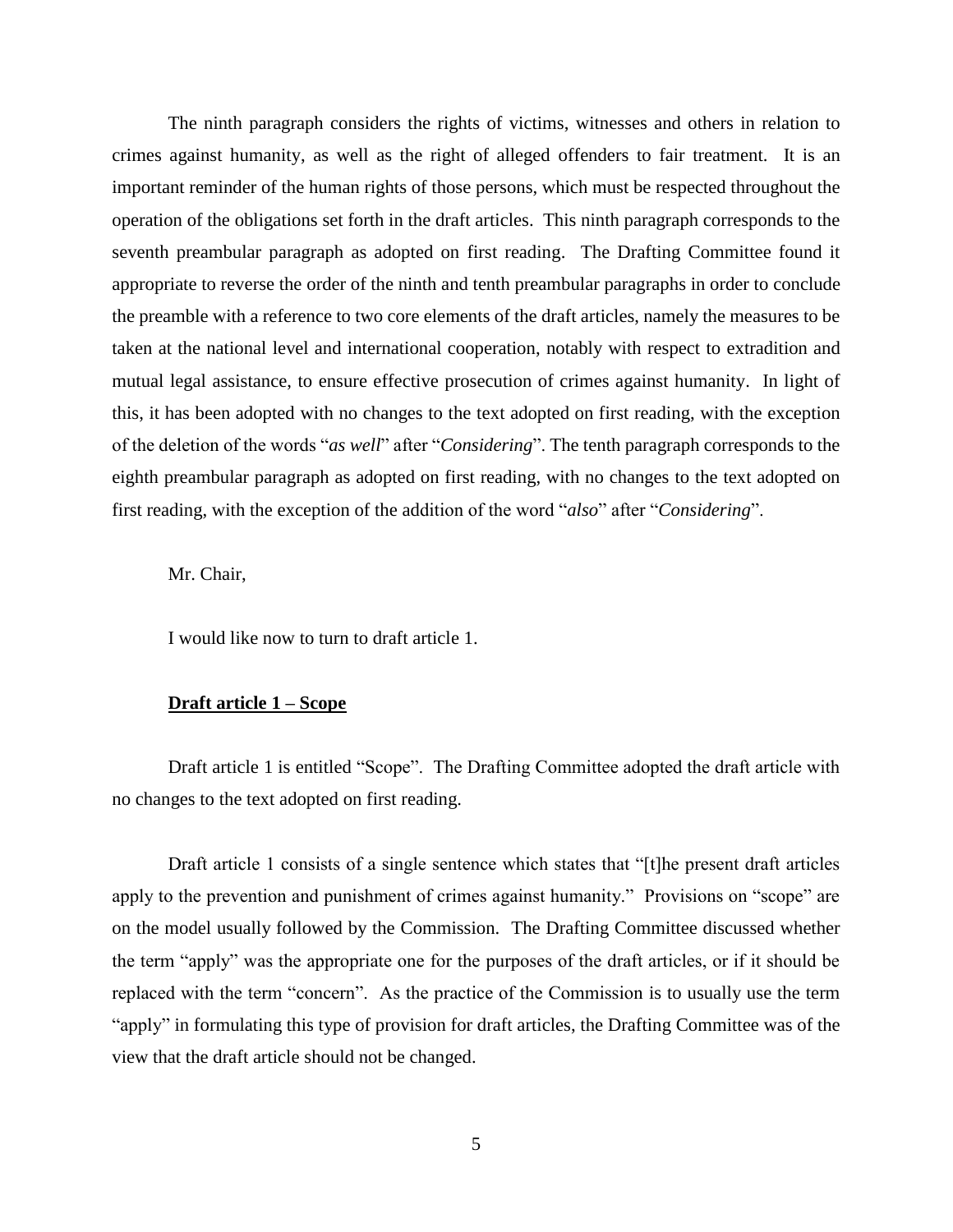The ninth paragraph considers the rights of victims, witnesses and others in relation to crimes against humanity, as well as the right of alleged offenders to fair treatment. It is an important reminder of the human rights of those persons, which must be respected throughout the operation of the obligations set forth in the draft articles. This ninth paragraph corresponds to the seventh preambular paragraph as adopted on first reading. The Drafting Committee found it appropriate to reverse the order of the ninth and tenth preambular paragraphs in order to conclude the preamble with a reference to two core elements of the draft articles, namely the measures to be taken at the national level and international cooperation, notably with respect to extradition and mutual legal assistance, to ensure effective prosecution of crimes against humanity. In light of this, it has been adopted with no changes to the text adopted on first reading, with the exception of the deletion of the words "*as well*" after "*Considering*". The tenth paragraph corresponds to the eighth preambular paragraph as adopted on first reading, with no changes to the text adopted on first reading, with the exception of the addition of the word "*also*" after "*Considering*".

Mr. Chair,

I would like now to turn to draft article 1.

## Draft article 1 – Scope

Draft article 1 is entitled "Scope". The Drafting Committee adopted the draft article with no changes to the text adopted on first reading.

Draft article 1 consists of a single sentence which states that "[t]he present draft articles apply to the prevention and punishment of crimes against humanity." Provisions on "scope" are on the model usually followed by the Commission. The Drafting Committee discussed whether the term "apply" was the appropriate one for the purposes of the draft articles, or if it should be replaced with the term "concern". As the practice of the Commission is to usually use the term "apply" in formulating this type of provision for draft articles, the Drafting Committee was of the view that the draft article should not be changed.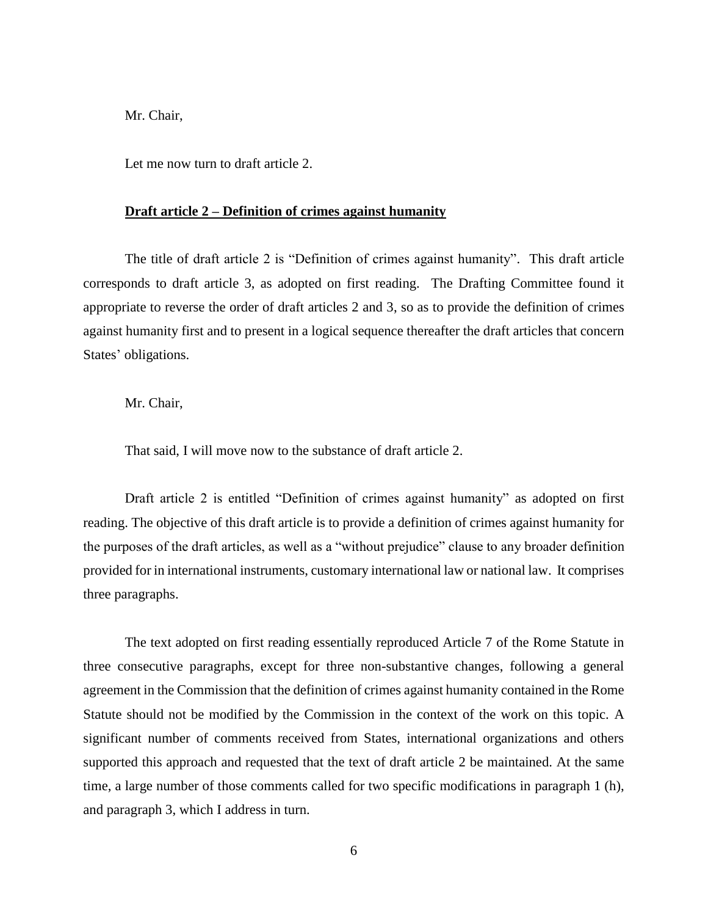Mr. Chair,

Let me now turn to draft article 2.

**Draft article 2 – Definition of crimes against humanity**

The title of draft article 2 is "Definition of crimes against humanity". This draft article corresponds to draft article 3, as adopted on first reading. The Drafting Committee found it appropriate to reverse the order of draft articles 2 and 3, so as to provide the definition of crimes against humanity first and to present in a logical sequence thereafter the draft articles that concern States' obligations.

Mr. Chair,

That said, I will move now to the substance of draft article 2.

Draft article 2 is entitled "Definition of crimes against humanity" as adopted on first reading. The objective of this draft article is to provide a definition of crimes against humanity for the purposes of the draft articles, as well as a "without prejudice" clause to any broader definition provided for in international instruments, customary international law or national law. It comprises three paragraphs.

The text adopted on first reading essentially reproduced Article 7 of the Rome Statute in three consecutive paragraphs, except for three non-substantive changes, following a general agreement in the Commission that the definition of crimes against humanity contained in the Rome Statute should not be modified by the Commission in the context of the work on this topic. A significant number of comments received from States, international organizations and others supported this approach and requested that the text of draft article 2 be maintained. At the same time, a large number of those comments called for two specific modifications in paragraph 1 (h), and paragraph 3, which I address in turn.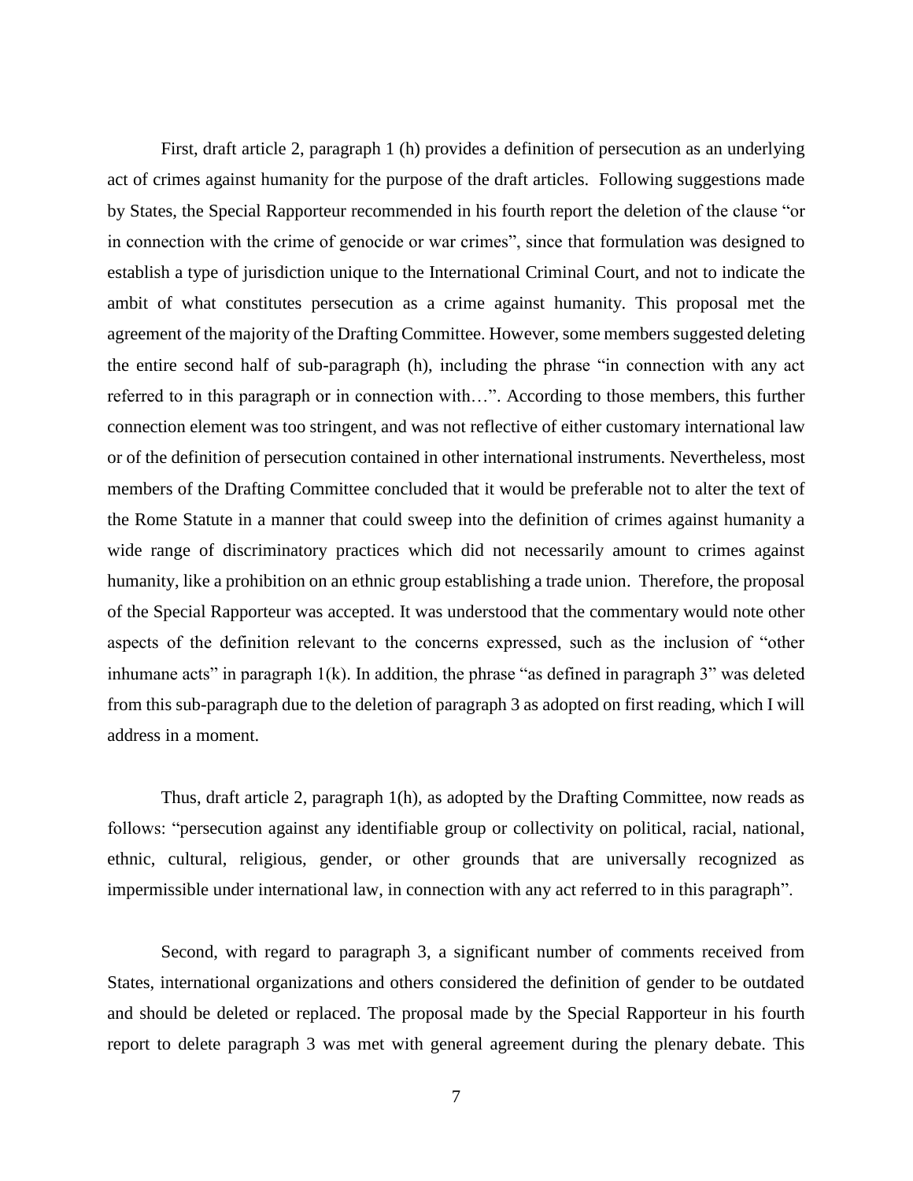First, draft article 2, paragraph 1 (h) provides a definition of persecution as an underlying act of crimes against humanity for the purpose of the draft articles. Following suggestions made by States, the Special Rapporteur recommended in his fourth report the deletion of the clause "or in connection with the crime of genocide or war crimes", since that formulation was designed to establish a type of jurisdiction unique to the International Criminal Court, and not to indicate the ambit of what constitutes persecution as a crime against humanity. This proposal met the agreement of the majority of the Drafting Committee. However, some members suggested deleting the entire second half of sub-paragraph (h), including the phrase "in connection with any act referred to in this paragraph or in connection with…". According to those members, this further connection element was too stringent, and was not reflective of either customary international law or of the definition of persecution contained in other international instruments. Nevertheless, most members of the Drafting Committee concluded that it would be preferable not to alter the text of the Rome Statute in a manner that could sweep into the definition of crimes against humanity a wide range of discriminatory practices which did not necessarily amount to crimes against humanity, like a prohibition on an ethnic group establishing a trade union. Therefore, the proposal of the Special Rapporteur was accepted. It was understood that the commentary would note other aspects of the definition relevant to the concerns expressed, such as the inclusion of "other inhumane acts" in paragraph 1(k). In addition, the phrase "as defined in paragraph 3" was deleted from this sub-paragraph due to the deletion of paragraph 3 as adopted on first reading, which I will address in a moment.

Thus, draft article 2, paragraph 1(h), as adopted by the Drafting Committee, now reads as follows: "persecution against any identifiable group or collectivity on political, racial, national, ethnic, cultural, religious, gender, or other grounds that are universally recognized as impermissible under international law, in connection with any act referred to in this paragraph".

Second, with regard to paragraph 3, a significant number of comments received from States, international organizations and others considered the definition of gender to be outdated and should be deleted or replaced. The proposal made by the Special Rapporteur in his fourth report to delete paragraph 3 was met with general agreement during the plenary debate. This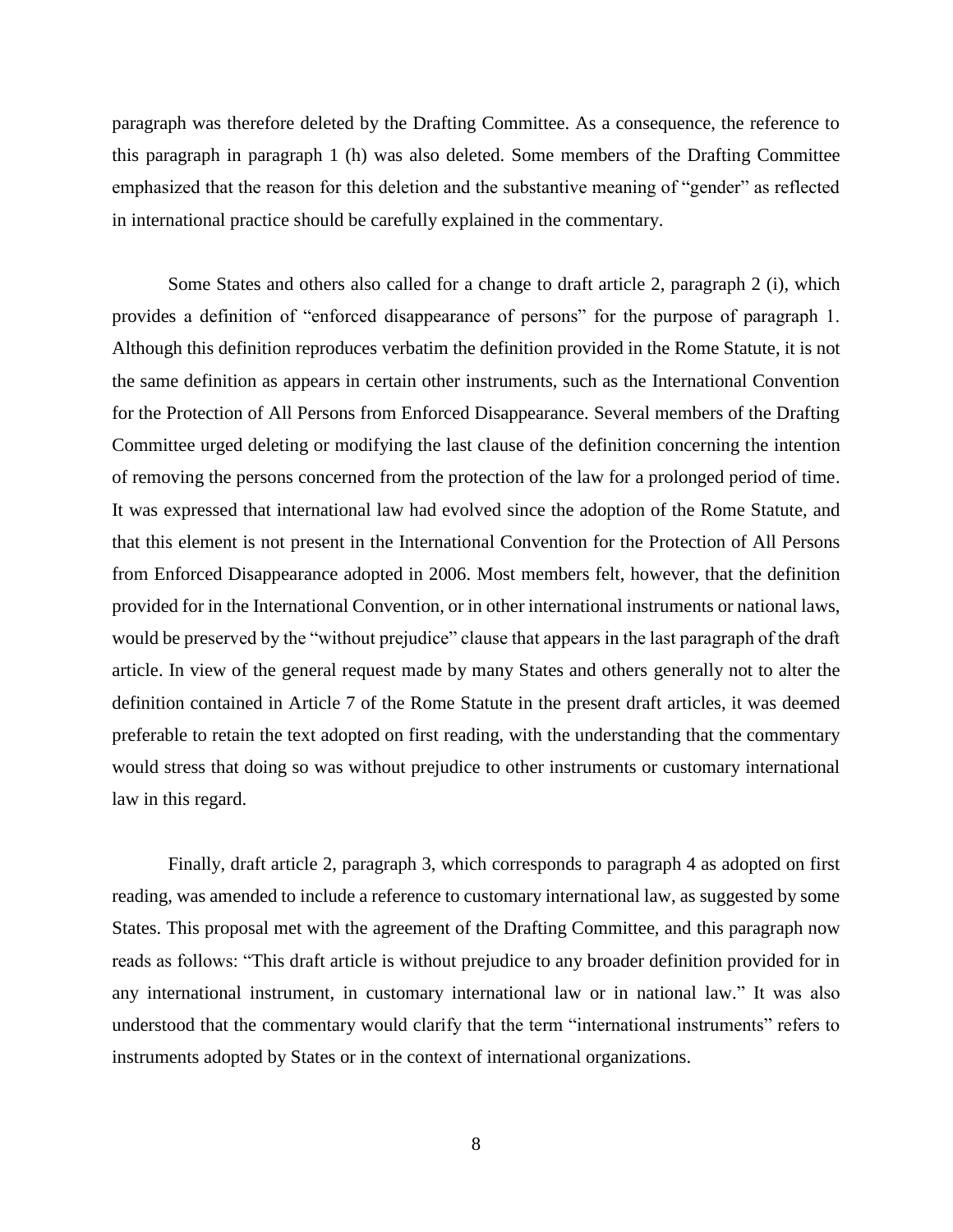paragraph was therefore deleted by the Drafting Committee. As a consequence, the reference to this paragraph in paragraph 1 (h) was also deleted. Some members of the Drafting Committee emphasized that the reason for this deletion and the substantive meaning of "gender" as reflected in international practice should be carefully explained in the commentary.

Some States and others also called for a change to draft article 2, paragraph 2 (i), which provides a definition of "enforced disappearance of persons" for the purpose of paragraph 1. Although this definition reproduces verbatim the definition provided in the Rome Statute, it is not the same definition as appears in certain other instruments, such as the International Convention for the Protection of All Persons from Enforced Disappearance. Several members of the Drafting Committee urged deleting or modifying the last clause of the definition concerning the intention of removing the persons concerned from the protection of the law for a prolonged period of time. It was expressed that international law had evolved since the adoption of the Rome Statute, and that this element is not present in the International Convention for the Protection of All Persons from Enforced Disappearance adopted in 2006. Most members felt, however, that the definition provided for in the International Convention, or in other international instruments or national laws, would be preserved by the "without prejudice" clause that appears in the last paragraph of the draft article. In view of the general request made by many States and others generally not to alter the definition contained in Article 7 of the Rome Statute in the present draft articles, it was deemed preferable to retain the text adopted on first reading, with the understanding that the commentary would stress that doing so was without prejudice to other instruments or customary international law in this regard.

Finally, draft article 2, paragraph 3, which corresponds to paragraph 4 as adopted on first reading, was amended to include a reference to customary international law, as suggested by some States. This proposal met with the agreement of the Drafting Committee, and this paragraph now reads as follows: "This draft article is without prejudice to any broader definition provided for in any international instrument, in customary international law or in national law." It was also understood that the commentary would clarify that the term "international instruments" refers to instruments adopted by States or in the context of international organizations.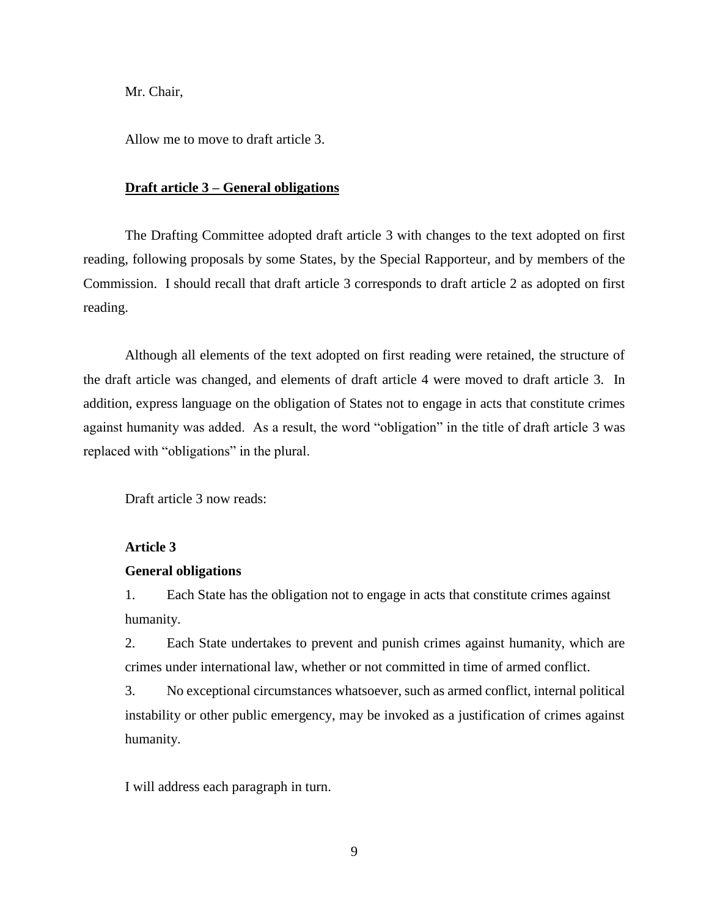Mr. Chair,

Allow me to move to draft article 3.

**<u>Draft article 3 – General obligations</u>**

The Drafting Committee adopted draft article 3 with changes to the text adopted on first reading, following proposals by some States, by the Special Rapporteur, and by members of the Commission. I should recall that draft article 3 corresponds to draft article 2 as adopted on first reading.

Although all elements of the text adopted on first reading were retained, the structure of the draft article was changed, and elements of draft article 4 were moved to draft article 3. In addition, express language on the obligation of States not to engage in acts that constitute crimes against humanity was added. As a result, the word "obligation" in the title of draft article 3 was replaced with "obligations" in the plural.

Draft article 3 now reads:

**Article 3**

**General obligations**

1. Each State has the obligation not to engage in acts that constitute crimes against humanity.

2. Each State undertakes to prevent and punish crimes against humanity, which are crimes under international law, whether or not committed in time of armed conflict.

3. No exceptional circumstances whatsoever, such as armed conflict, internal political instability or other public emergency, may be invoked as a justification of crimes against humanity.

I will address each paragraph in turn.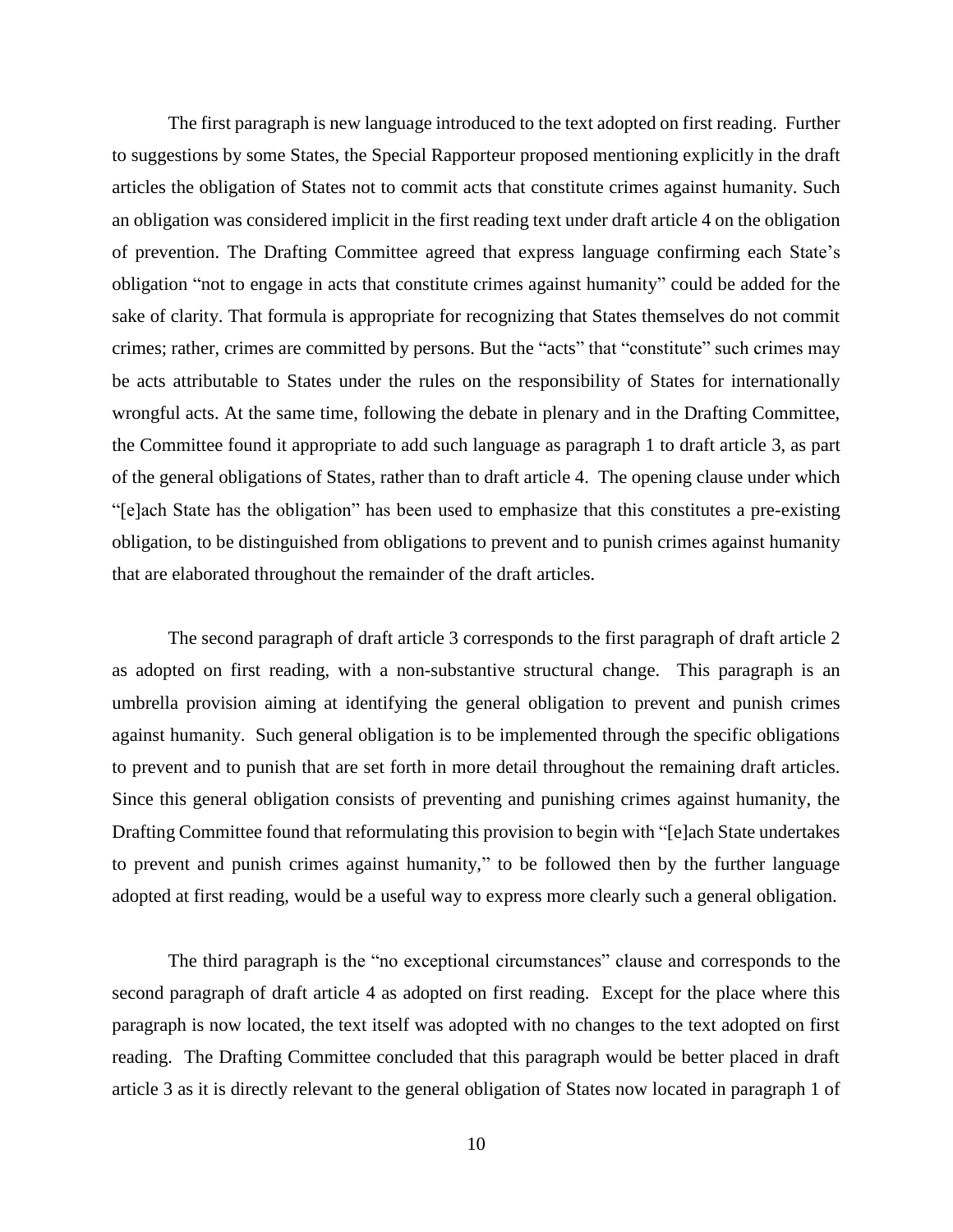The first paragraph is new language introduced to the text adopted on first reading. Further to suggestions by some States, the Special Rapporteur proposed mentioning explicitly in the draft articles the obligation of States not to commit acts that constitute crimes against humanity. Such an obligation was considered implicit in the first reading text under draft article 4 on the obligation of prevention. The Drafting Committee agreed that express language confirming each State's obligation "not to engage in acts that constitute crimes against humanity" could be added for the sake of clarity. That formula is appropriate for recognizing that States themselves do not commit crimes; rather, crimes are committed by persons. But the "acts" that "constitute" such crimes may be acts attributable to States under the rules on the responsibility of States for internationally wrongful acts. At the same time, following the debate in plenary and in the Drafting Committee, the Committee found it appropriate to add such language as paragraph 1 to draft article 3, as part of the general obligations of States, rather than to draft article 4. The opening clause under which "[e]ach State has the obligation" has been used to emphasize that this constitutes a pre-existing obligation, to be distinguished from obligations to prevent and to punish crimes against humanity that are elaborated throughout the remainder of the draft articles.

The second paragraph of draft article 3 corresponds to the first paragraph of draft article 2 as adopted on first reading, with a non-substantive structural change. This paragraph is an umbrella provision aiming at identifying the general obligation to prevent and punish crimes against humanity. Such general obligation is to be implemented through the specific obligations to prevent and to punish that are set forth in more detail throughout the remaining draft articles. Since this general obligation consists of preventing and punishing crimes against humanity, the Drafting Committee found that reformulating this provision to begin with "[e]ach State undertakes to prevent and punish crimes against humanity," to be followed then by the further language adopted at first reading, would be a useful way to express more clearly such a general obligation.

The third paragraph is the "no exceptional circumstances" clause and corresponds to the second paragraph of draft article 4 as adopted on first reading. Except for the place where this paragraph is now located, the text itself was adopted with no changes to the text adopted on first reading. The Drafting Committee concluded that this paragraph would be better placed in draft article 3 as it is directly relevant to the general obligation of States now located in paragraph 1 of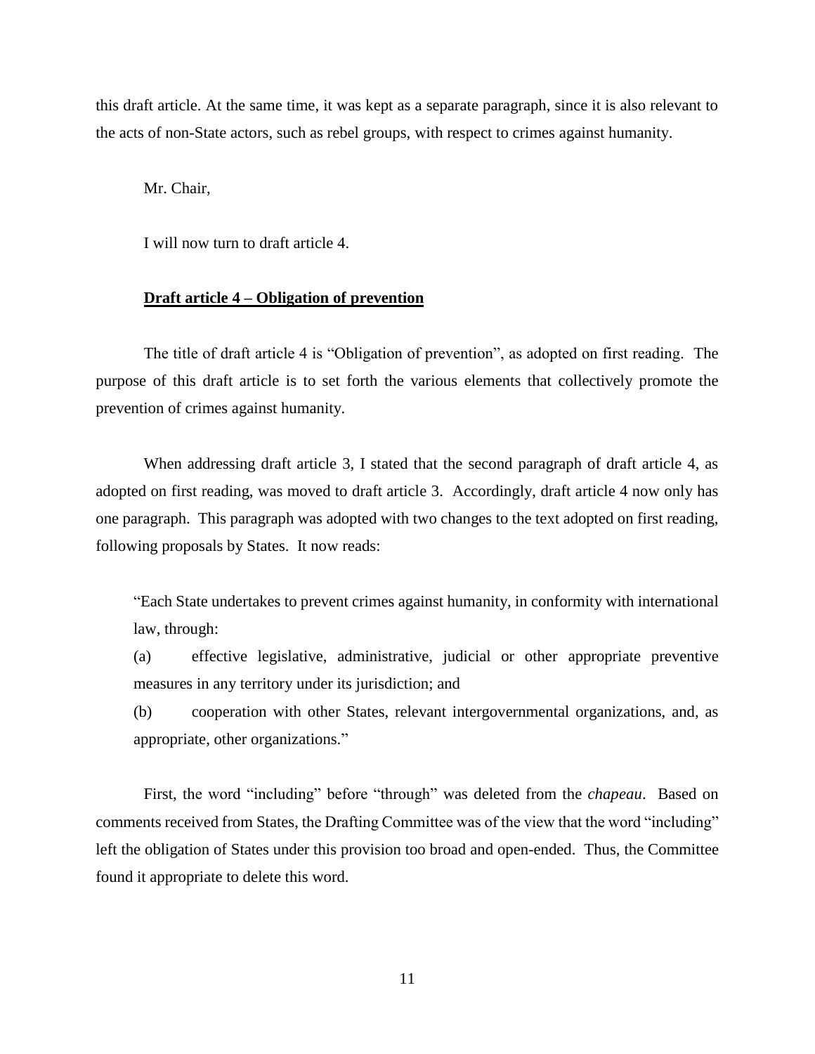this draft article. At the same time, it was kept as a separate paragraph, since it is also relevant to the acts of non-State actors, such as rebel groups, with respect to crimes against humanity.

Mr. Chair,

I will now turn to draft article 4.

**Draft article 4 – Obligation of prevention**

The title of draft article 4 is "Obligation of prevention", as adopted on first reading. The purpose of this draft article is to set forth the various elements that collectively promote the prevention of crimes against humanity.

When addressing draft article 3, I stated that the second paragraph of draft article 4, as adopted on first reading, was moved to draft article 3. Accordingly, draft article 4 now only has one paragraph. This paragraph was adopted with two changes to the text adopted on first reading, following proposals by States. It now reads:

> "Each State undertakes to prevent crimes against humanity, in conformity with international law, through:
>
> (a) effective legislative, administrative, judicial or other appropriate preventive measures in any territory under its jurisdiction; and
>
> (b) cooperation with other States, relevant intergovernmental organizations, and, as appropriate, other organizations."

First, the word "including" before "through" was deleted from the *chapeau*. Based on comments received from States, the Drafting Committee was of the view that the word "including" left the obligation of States under this provision too broad and open-ended. Thus, the Committee found it appropriate to delete this word.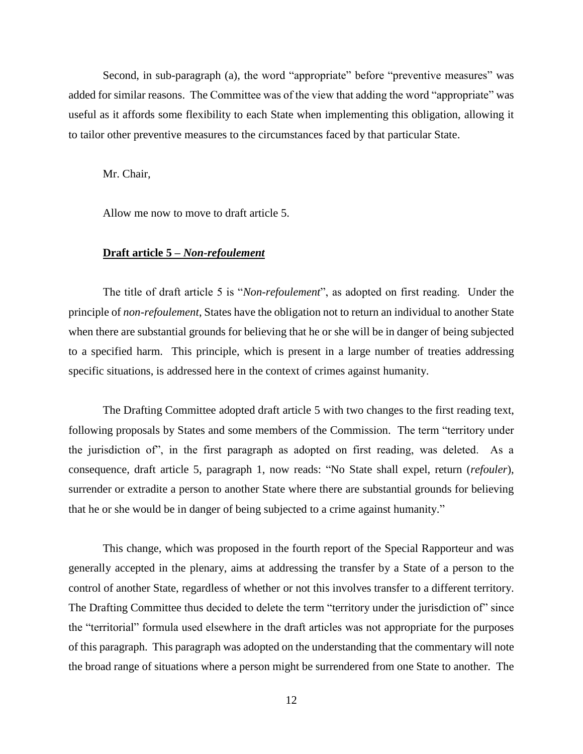Second, in sub-paragraph (a), the word "appropriate" before "preventive measures" was added for similar reasons. The Committee was of the view that adding the word "appropriate" was useful as it affords some flexibility to each State when implementing this obligation, allowing it to tailor other preventive measures to the circumstances faced by that particular State.

Mr. Chair,

Allow me now to move to draft article 5.

**Draft article 5 – *Non-refoulement***

The title of draft article 5 is "*Non-refoulement*", as adopted on first reading. Under the principle of *non-refoulement*, States have the obligation not to return an individual to another State when there are substantial grounds for believing that he or she will be in danger of being subjected to a specified harm. This principle, which is present in a large number of treaties addressing specific situations, is addressed here in the context of crimes against humanity.

The Drafting Committee adopted draft article 5 with two changes to the first reading text, following proposals by States and some members of the Commission. The term "territory under the jurisdiction of", in the first paragraph as adopted on first reading, was deleted. As a consequence, draft article 5, paragraph 1, now reads: "No State shall expel, return (*refouler*), surrender or extradite a person to another State where there are substantial grounds for believing that he or she would be in danger of being subjected to a crime against humanity."

This change, which was proposed in the fourth report of the Special Rapporteur and was generally accepted in the plenary, aims at addressing the transfer by a State of a person to the control of another State, regardless of whether or not this involves transfer to a different territory. The Drafting Committee thus decided to delete the term "territory under the jurisdiction of" since the "territorial" formula used elsewhere in the draft articles was not appropriate for the purposes of this paragraph. This paragraph was adopted on the understanding that the commentary will note the broad range of situations where a person might be surrendered from one State to another. The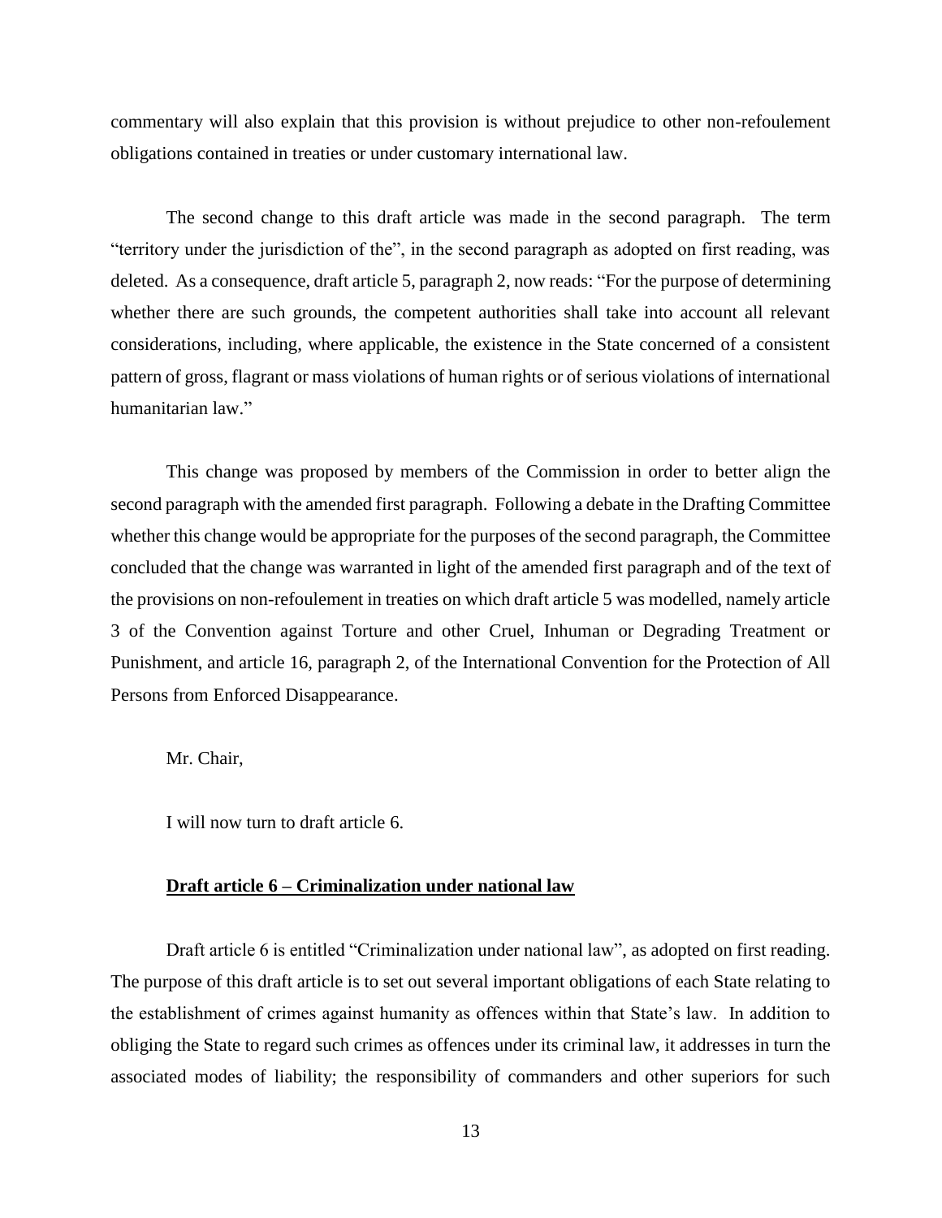commentary will also explain that this provision is without prejudice to other non-refoulement obligations contained in treaties or under customary international law.

The second change to this draft article was made in the second paragraph. The term "territory under the jurisdiction of the", in the second paragraph as adopted on first reading, was deleted. As a consequence, draft article 5, paragraph 2, now reads: "For the purpose of determining whether there are such grounds, the competent authorities shall take into account all relevant considerations, including, where applicable, the existence in the State concerned of a consistent pattern of gross, flagrant or mass violations of human rights or of serious violations of international humanitarian law."

This change was proposed by members of the Commission in order to better align the second paragraph with the amended first paragraph. Following a debate in the Drafting Committee whether this change would be appropriate for the purposes of the second paragraph, the Committee concluded that the change was warranted in light of the amended first paragraph and of the text of the provisions on non-refoulement in treaties on which draft article 5 was modelled, namely article 3 of the Convention against Torture and other Cruel, Inhuman or Degrading Treatment or Punishment, and article 16, paragraph 2, of the International Convention for the Protection of All Persons from Enforced Disappearance.

Mr. Chair,

I will now turn to draft article 6.

**Draft article 6 – Criminalization under national law**

Draft article 6 is entitled "Criminalization under national law", as adopted on first reading. The purpose of this draft article is to set out several important obligations of each State relating to the establishment of crimes against humanity as offences within that State's law. In addition to obliging the State to regard such crimes as offences under its criminal law, it addresses in turn the associated modes of liability; the responsibility of commanders and other superiors for such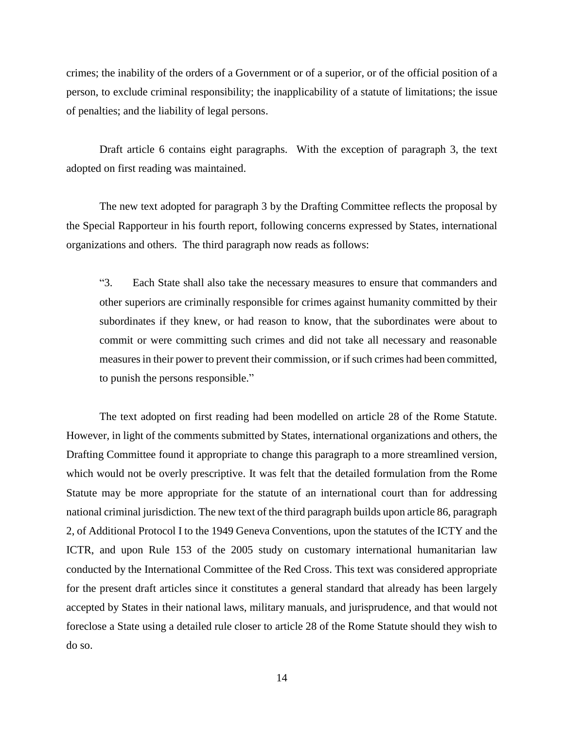crimes; the inability of the orders of a Government or of a superior, or of the official position of a person, to exclude criminal responsibility; the inapplicability of a statute of limitations; the issue of penalties; and the liability of legal persons.

Draft article 6 contains eight paragraphs. With the exception of paragraph 3, the text adopted on first reading was maintained.

The new text adopted for paragraph 3 by the Drafting Committee reflects the proposal by the Special Rapporteur in his fourth report, following concerns expressed by States, international organizations and others. The third paragraph now reads as follows:

> "3. Each State shall also take the necessary measures to ensure that commanders and other superiors are criminally responsible for crimes against humanity committed by their subordinates if they knew, or had reason to know, that the subordinates were about to commit or were committing such crimes and did not take all necessary and reasonable measures in their power to prevent their commission, or if such crimes had been committed, to punish the persons responsible."

The text adopted on first reading had been modelled on article 28 of the Rome Statute. However, in light of the comments submitted by States, international organizations and others, the Drafting Committee found it appropriate to change this paragraph to a more streamlined version, which would not be overly prescriptive. It was felt that the detailed formulation from the Rome Statute may be more appropriate for the statute of an international court than for addressing national criminal jurisdiction. The new text of the third paragraph builds upon article 86, paragraph 2, of Additional Protocol I to the 1949 Geneva Conventions, upon the statutes of the ICTY and the ICTR, and upon Rule 153 of the 2005 study on customary international humanitarian law conducted by the International Committee of the Red Cross. This text was considered appropriate for the present draft articles since it constitutes a general standard that already has been largely accepted by States in their national laws, military manuals, and jurisprudence, and that would not foreclose a State using a detailed rule closer to article 28 of the Rome Statute should they wish to do so.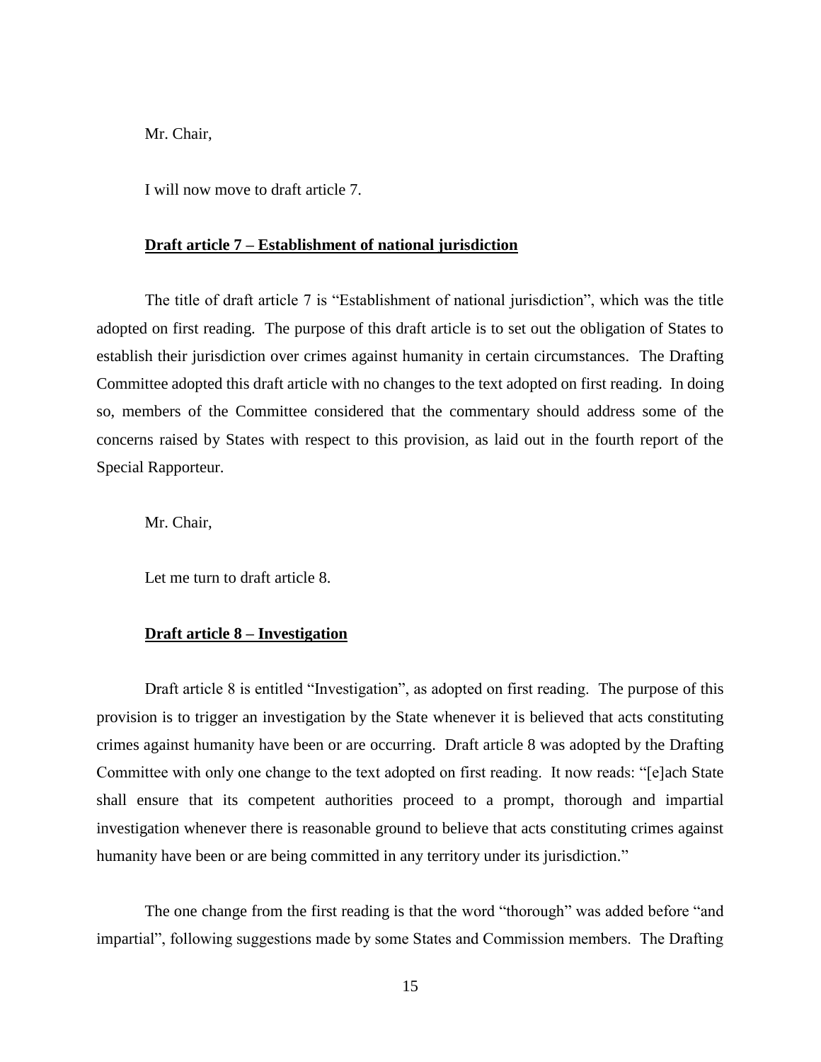Mr. Chair,

I will now move to draft article 7.

**Draft article 7 – Establishment of national jurisdiction**

The title of draft article 7 is "Establishment of national jurisdiction", which was the title adopted on first reading. The purpose of this draft article is to set out the obligation of States to establish their jurisdiction over crimes against humanity in certain circumstances. The Drafting Committee adopted this draft article with no changes to the text adopted on first reading. In doing so, members of the Committee considered that the commentary should address some of the concerns raised by States with respect to this provision, as laid out in the fourth report of the Special Rapporteur.

Mr. Chair,

Let me turn to draft article 8.

**Draft article 8 – Investigation**

Draft article 8 is entitled "Investigation", as adopted on first reading. The purpose of this provision is to trigger an investigation by the State whenever it is believed that acts constituting crimes against humanity have been or are occurring. Draft article 8 was adopted by the Drafting Committee with only one change to the text adopted on first reading. It now reads: "[e]ach State shall ensure that its competent authorities proceed to a prompt, thorough and impartial investigation whenever there is reasonable ground to believe that acts constituting crimes against humanity have been or are being committed in any territory under its jurisdiction."

The one change from the first reading is that the word "thorough" was added before "and impartial", following suggestions made by some States and Commission members. The Drafting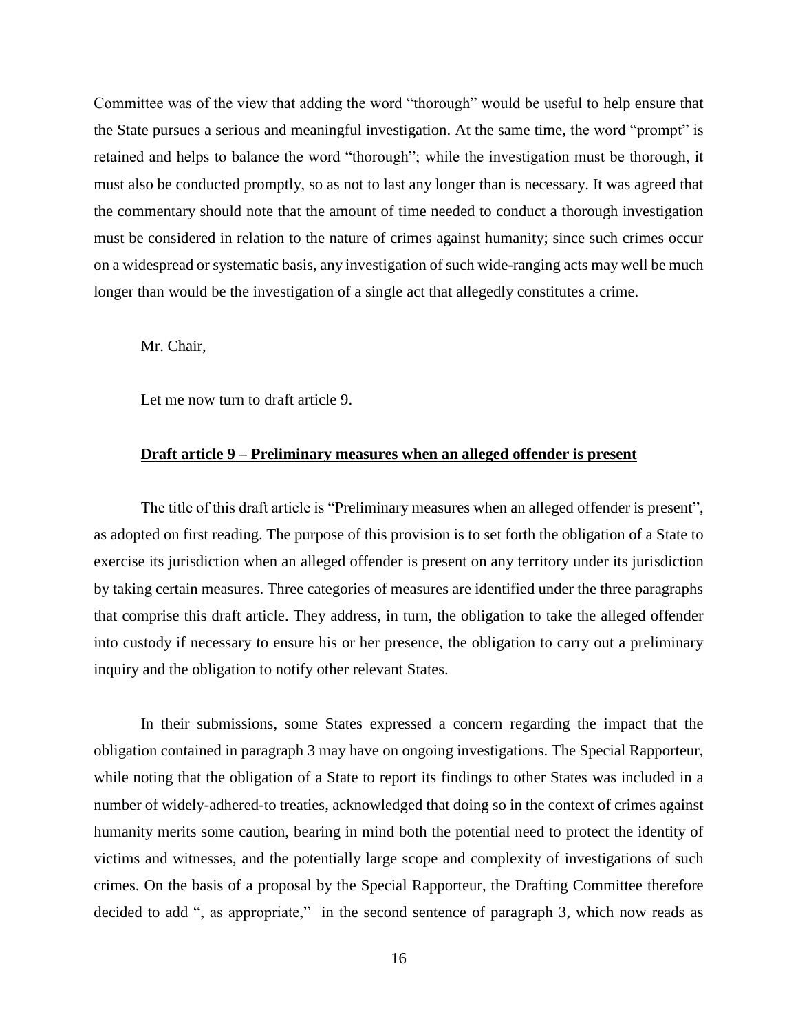Committee was of the view that adding the word "thorough" would be useful to help ensure that the State pursues a serious and meaningful investigation. At the same time, the word "prompt" is retained and helps to balance the word "thorough"; while the investigation must be thorough, it must also be conducted promptly, so as not to last any longer than is necessary. It was agreed that the commentary should note that the amount of time needed to conduct a thorough investigation must be considered in relation to the nature of crimes against humanity; since such crimes occur on a widespread or systematic basis, any investigation of such wide-ranging acts may well be much longer than would be the investigation of a single act that allegedly constitutes a crime.

Mr. Chair,

Let me now turn to draft article 9.

**<u>Draft article 9 – Preliminary measures when an alleged offender is present</u>**

The title of this draft article is "Preliminary measures when an alleged offender is present", as adopted on first reading. The purpose of this provision is to set forth the obligation of a State to exercise its jurisdiction when an alleged offender is present on any territory under its jurisdiction by taking certain measures. Three categories of measures are identified under the three paragraphs that comprise this draft article. They address, in turn, the obligation to take the alleged offender into custody if necessary to ensure his or her presence, the obligation to carry out a preliminary inquiry and the obligation to notify other relevant States.

In their submissions, some States expressed a concern regarding the impact that the obligation contained in paragraph 3 may have on ongoing investigations. The Special Rapporteur, while noting that the obligation of a State to report its findings to other States was included in a number of widely-adhered-to treaties, acknowledged that doing so in the context of crimes against humanity merits some caution, bearing in mind both the potential need to protect the identity of victims and witnesses, and the potentially large scope and complexity of investigations of such crimes. On the basis of a proposal by the Special Rapporteur, the Drafting Committee therefore decided to add ", as appropriate," in the second sentence of paragraph 3, which now reads as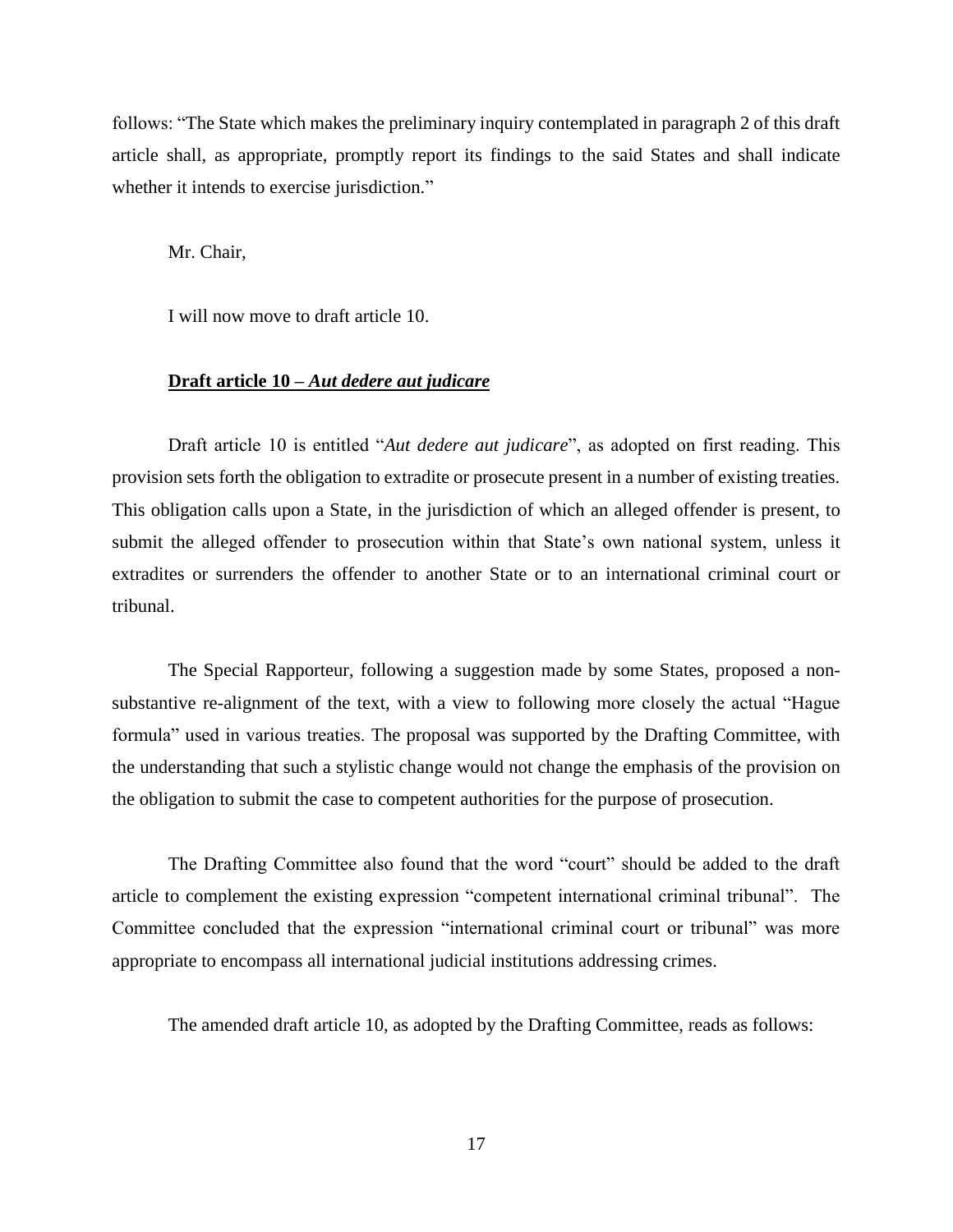follows: "The State which makes the preliminary inquiry contemplated in paragraph 2 of this draft article shall, as appropriate, promptly report its findings to the said States and shall indicate whether it intends to exercise jurisdiction."

Mr. Chair,

I will now move to draft article 10.

**Draft article 10 – *Aut dedere aut judicare***

Draft article 10 is entitled "*Aut dedere aut judicare*", as adopted on first reading. This provision sets forth the obligation to extradite or prosecute present in a number of existing treaties. This obligation calls upon a State, in the jurisdiction of which an alleged offender is present, to submit the alleged offender to prosecution within that State's own national system, unless it extradites or surrenders the offender to another State or to an international criminal court or tribunal.

The Special Rapporteur, following a suggestion made by some States, proposed a non-substantive re-alignment of the text, with a view to following more closely the actual "Hague formula" used in various treaties. The proposal was supported by the Drafting Committee, with the understanding that such a stylistic change would not change the emphasis of the provision on the obligation to submit the case to competent authorities for the purpose of prosecution.

The Drafting Committee also found that the word "court" should be added to the draft article to complement the existing expression "competent international criminal tribunal". The Committee concluded that the expression "international criminal court or tribunal" was more appropriate to encompass all international judicial institutions addressing crimes.

The amended draft article 10, as adopted by the Drafting Committee, reads as follows: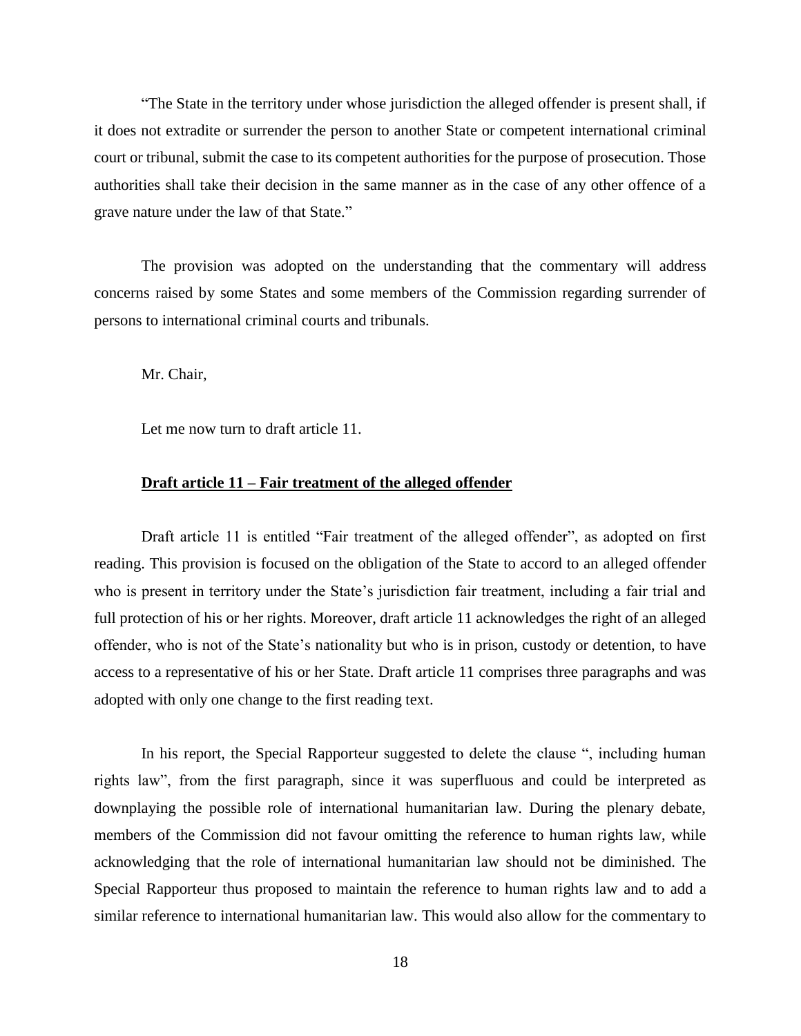"The State in the territory under whose jurisdiction the alleged offender is present shall, if it does not extradite or surrender the person to another State or competent international criminal court or tribunal, submit the case to its competent authorities for the purpose of prosecution. Those authorities shall take their decision in the same manner as in the case of any other offence of a grave nature under the law of that State."

The provision was adopted on the understanding that the commentary will address concerns raised by some States and some members of the Commission regarding surrender of persons to international criminal courts and tribunals.

Mr. Chair,

Let me now turn to draft article 11.

**Draft article 11 – Fair treatment of the alleged offender**

Draft article 11 is entitled "Fair treatment of the alleged offender", as adopted on first reading. This provision is focused on the obligation of the State to accord to an alleged offender who is present in territory under the State's jurisdiction fair treatment, including a fair trial and full protection of his or her rights. Moreover, draft article 11 acknowledges the right of an alleged offender, who is not of the State's nationality but who is in prison, custody or detention, to have access to a representative of his or her State. Draft article 11 comprises three paragraphs and was adopted with only one change to the first reading text.

In his report, the Special Rapporteur suggested to delete the clause ", including human rights law", from the first paragraph, since it was superfluous and could be interpreted as downplaying the possible role of international humanitarian law. During the plenary debate, members of the Commission did not favour omitting the reference to human rights law, while acknowledging that the role of international humanitarian law should not be diminished. The Special Rapporteur thus proposed to maintain the reference to human rights law and to add a similar reference to international humanitarian law. This would also allow for the commentary to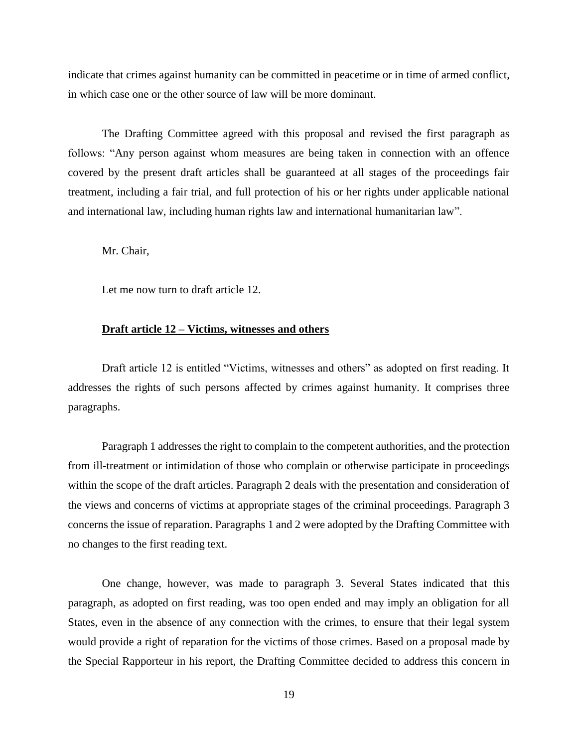indicate that crimes against humanity can be committed in peacetime or in time of armed conflict, in which case one or the other source of law will be more dominant.

The Drafting Committee agreed with this proposal and revised the first paragraph as follows: "Any person against whom measures are being taken in connection with an offence covered by the present draft articles shall be guaranteed at all stages of the proceedings fair treatment, including a fair trial, and full protection of his or her rights under applicable national and international law, including human rights law and international humanitarian law".

Mr. Chair,

Let me now turn to draft article 12.

**Draft article 12 – Victims, witnesses and others**

Draft article 12 is entitled "Victims, witnesses and others" as adopted on first reading. It addresses the rights of such persons affected by crimes against humanity. It comprises three paragraphs.

Paragraph 1 addresses the right to complain to the competent authorities, and the protection from ill-treatment or intimidation of those who complain or otherwise participate in proceedings within the scope of the draft articles. Paragraph 2 deals with the presentation and consideration of the views and concerns of victims at appropriate stages of the criminal proceedings. Paragraph 3 concerns the issue of reparation. Paragraphs 1 and 2 were adopted by the Drafting Committee with no changes to the first reading text.

One change, however, was made to paragraph 3. Several States indicated that this paragraph, as adopted on first reading, was too open ended and may imply an obligation for all States, even in the absence of any connection with the crimes, to ensure that their legal system would provide a right of reparation for the victims of those crimes. Based on a proposal made by the Special Rapporteur in his report, the Drafting Committee decided to address this concern in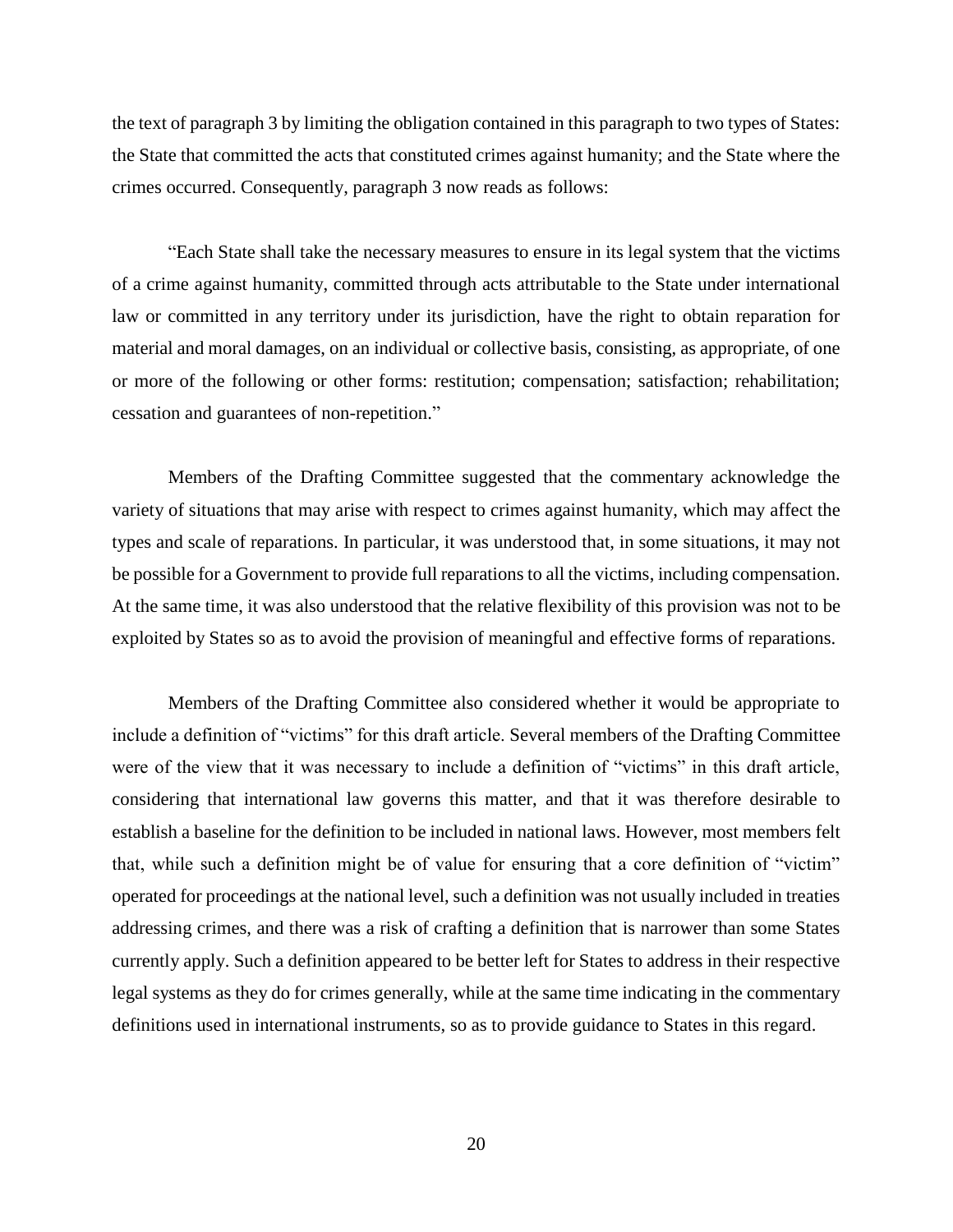the text of paragraph 3 by limiting the obligation contained in this paragraph to two types of States: the State that committed the acts that constituted crimes against humanity; and the State where the crimes occurred. Consequently, paragraph 3 now reads as follows:

"Each State shall take the necessary measures to ensure in its legal system that the victims of a crime against humanity, committed through acts attributable to the State under international law or committed in any territory under its jurisdiction, have the right to obtain reparation for material and moral damages, on an individual or collective basis, consisting, as appropriate, of one or more of the following or other forms: restitution; compensation; satisfaction; rehabilitation; cessation and guarantees of non-repetition."

Members of the Drafting Committee suggested that the commentary acknowledge the variety of situations that may arise with respect to crimes against humanity, which may affect the types and scale of reparations. In particular, it was understood that, in some situations, it may not be possible for a Government to provide full reparations to all the victims, including compensation. At the same time, it was also understood that the relative flexibility of this provision was not to be exploited by States so as to avoid the provision of meaningful and effective forms of reparations.

Members of the Drafting Committee also considered whether it would be appropriate to include a definition of "victims" for this draft article. Several members of the Drafting Committee were of the view that it was necessary to include a definition of "victims" in this draft article, considering that international law governs this matter, and that it was therefore desirable to establish a baseline for the definition to be included in national laws. However, most members felt that, while such a definition might be of value for ensuring that a core definition of "victim" operated for proceedings at the national level, such a definition was not usually included in treaties addressing crimes, and there was a risk of crafting a definition that is narrower than some States currently apply. Such a definition appeared to be better left for States to address in their respective legal systems as they do for crimes generally, while at the same time indicating in the commentary definitions used in international instruments, so as to provide guidance to States in this regard.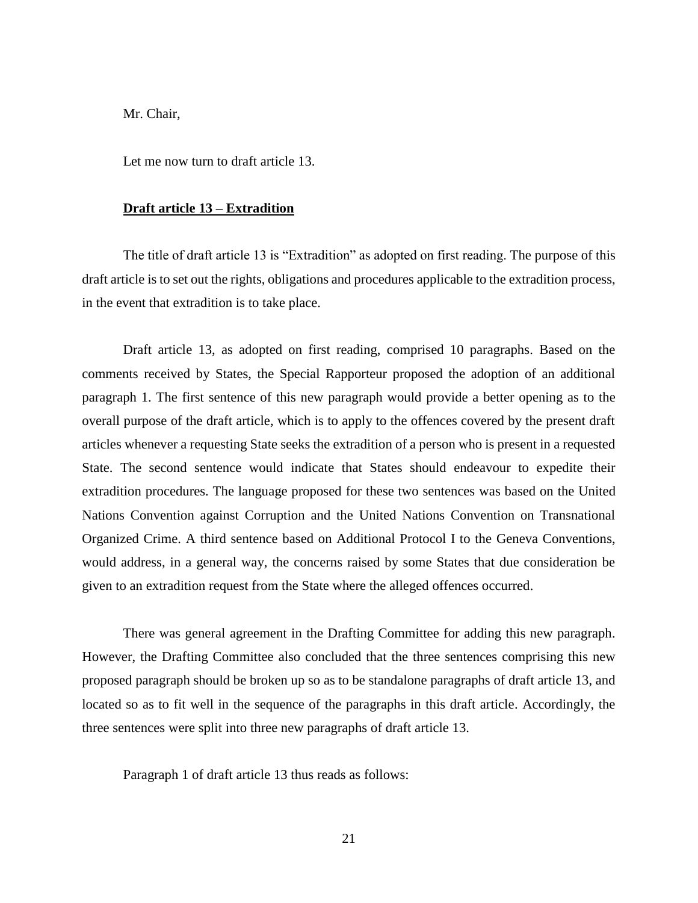Mr. Chair,

Let me now turn to draft article 13.

**<u>Draft article 13 – Extradition</u>**

The title of draft article 13 is "Extradition" as adopted on first reading. The purpose of this draft article is to set out the rights, obligations and procedures applicable to the extradition process, in the event that extradition is to take place.

Draft article 13, as adopted on first reading, comprised 10 paragraphs. Based on the comments received by States, the Special Rapporteur proposed the adoption of an additional paragraph 1. The first sentence of this new paragraph would provide a better opening as to the overall purpose of the draft article, which is to apply to the offences covered by the present draft articles whenever a requesting State seeks the extradition of a person who is present in a requested State. The second sentence would indicate that States should endeavour to expedite their extradition procedures. The language proposed for these two sentences was based on the United Nations Convention against Corruption and the United Nations Convention on Transnational Organized Crime. A third sentence based on Additional Protocol I to the Geneva Conventions, would address, in a general way, the concerns raised by some States that due consideration be given to an extradition request from the State where the alleged offences occurred.

There was general agreement in the Drafting Committee for adding this new paragraph. However, the Drafting Committee also concluded that the three sentences comprising this new proposed paragraph should be broken up so as to be standalone paragraphs of draft article 13, and located so as to fit well in the sequence of the paragraphs in this draft article. Accordingly, the three sentences were split into three new paragraphs of draft article 13.

Paragraph 1 of draft article 13 thus reads as follows: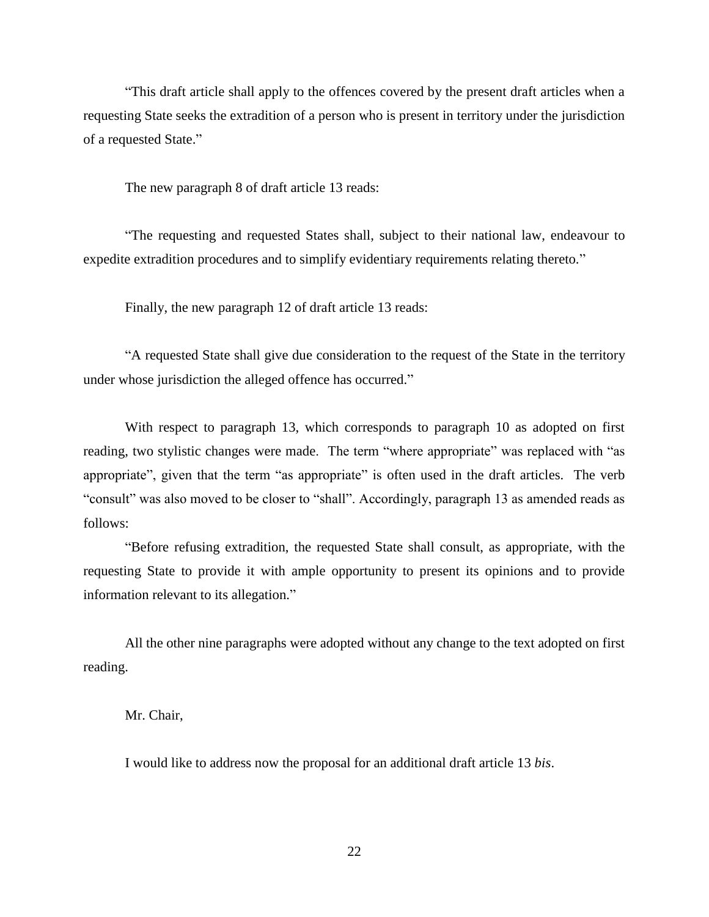"This draft article shall apply to the offences covered by the present draft articles when a requesting State seeks the extradition of a person who is present in territory under the jurisdiction of a requested State."

The new paragraph 8 of draft article 13 reads:

"The requesting and requested States shall, subject to their national law, endeavour to expedite extradition procedures and to simplify evidentiary requirements relating thereto."

Finally, the new paragraph 12 of draft article 13 reads:

"A requested State shall give due consideration to the request of the State in the territory under whose jurisdiction the alleged offence has occurred."

With respect to paragraph 13, which corresponds to paragraph 10 as adopted on first reading, two stylistic changes were made. The term "where appropriate" was replaced with "as appropriate", given that the term "as appropriate" is often used in the draft articles. The verb "consult" was also moved to be closer to "shall". Accordingly, paragraph 13 as amended reads as follows:

"Before refusing extradition, the requested State shall consult, as appropriate, with the requesting State to provide it with ample opportunity to present its opinions and to provide information relevant to its allegation."

All the other nine paragraphs were adopted without any change to the text adopted on first reading.

Mr. Chair,

I would like to address now the proposal for an additional draft article 13 *bis*.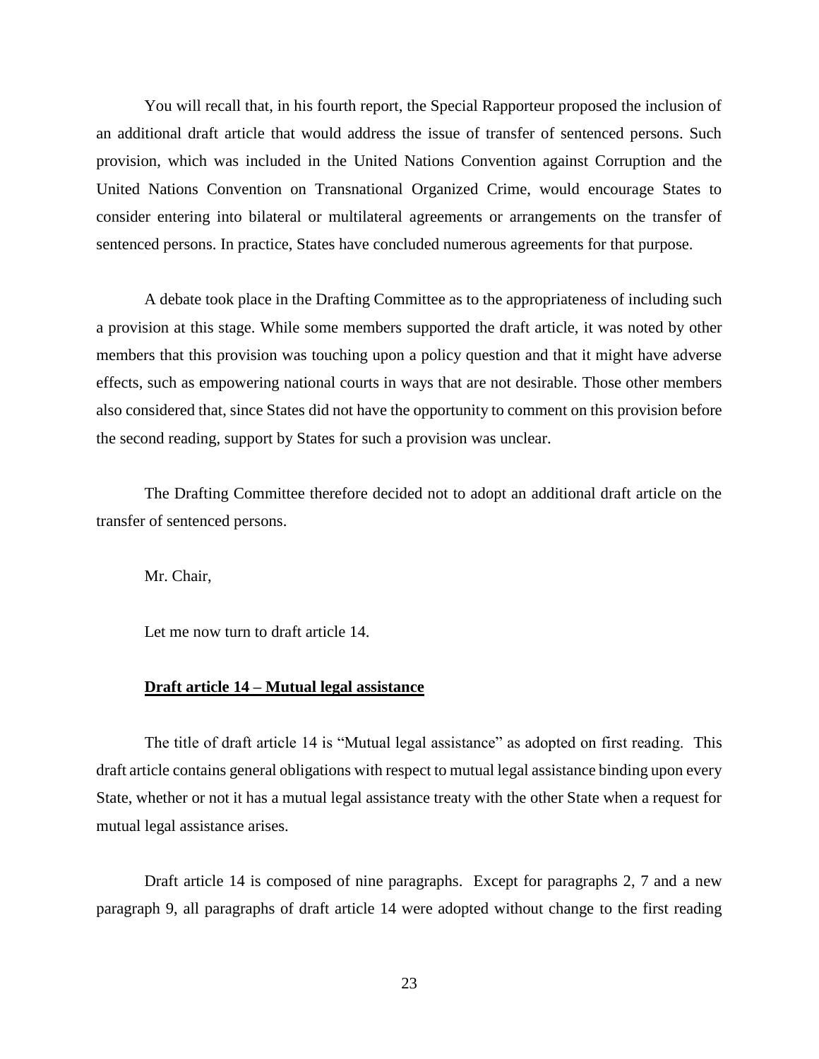You will recall that, in his fourth report, the Special Rapporteur proposed the inclusion of an additional draft article that would address the issue of transfer of sentenced persons. Such provision, which was included in the United Nations Convention against Corruption and the United Nations Convention on Transnational Organized Crime, would encourage States to consider entering into bilateral or multilateral agreements or arrangements on the transfer of sentenced persons. In practice, States have concluded numerous agreements for that purpose.

A debate took place in the Drafting Committee as to the appropriateness of including such a provision at this stage. While some members supported the draft article, it was noted by other members that this provision was touching upon a policy question and that it might have adverse effects, such as empowering national courts in ways that are not desirable. Those other members also considered that, since States did not have the opportunity to comment on this provision before the second reading, support by States for such a provision was unclear.

The Drafting Committee therefore decided not to adopt an additional draft article on the transfer of sentenced persons.

Mr. Chair,

Let me now turn to draft article 14.

**Draft article 14 – Mutual legal assistance**

The title of draft article 14 is "Mutual legal assistance" as adopted on first reading. This draft article contains general obligations with respect to mutual legal assistance binding upon every State, whether or not it has a mutual legal assistance treaty with the other State when a request for mutual legal assistance arises.

Draft article 14 is composed of nine paragraphs. Except for paragraphs 2, 7 and a new paragraph 9, all paragraphs of draft article 14 were adopted without change to the first reading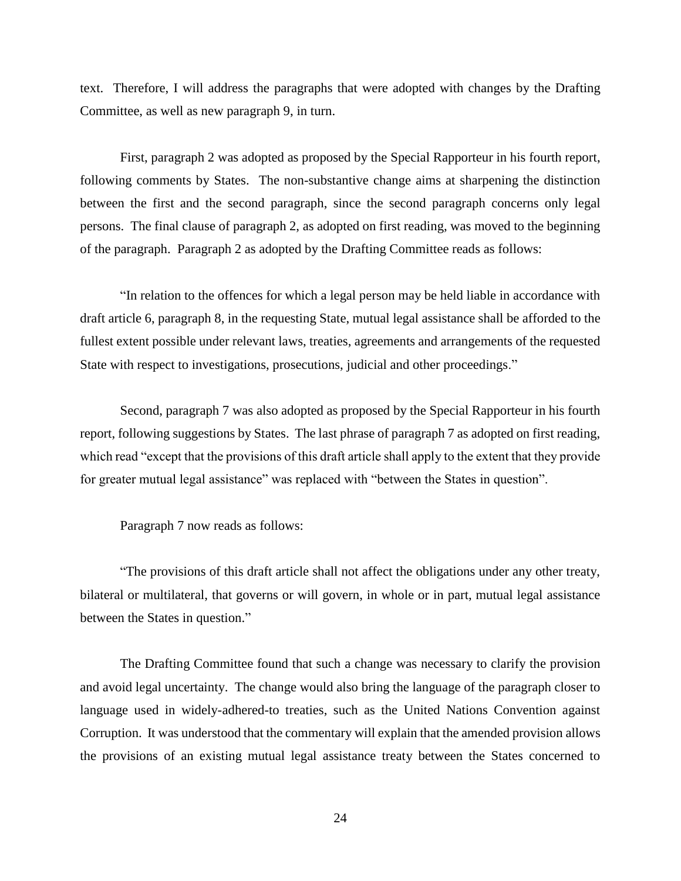text. Therefore, I will address the paragraphs that were adopted with changes by the Drafting Committee, as well as new paragraph 9, in turn.

First, paragraph 2 was adopted as proposed by the Special Rapporteur in his fourth report, following comments by States. The non-substantive change aims at sharpening the distinction between the first and the second paragraph, since the second paragraph concerns only legal persons. The final clause of paragraph 2, as adopted on first reading, was moved to the beginning of the paragraph. Paragraph 2 as adopted by the Drafting Committee reads as follows:

"In relation to the offences for which a legal person may be held liable in accordance with draft article 6, paragraph 8, in the requesting State, mutual legal assistance shall be afforded to the fullest extent possible under relevant laws, treaties, agreements and arrangements of the requested State with respect to investigations, prosecutions, judicial and other proceedings."

Second, paragraph 7 was also adopted as proposed by the Special Rapporteur in his fourth report, following suggestions by States. The last phrase of paragraph 7 as adopted on first reading, which read "except that the provisions of this draft article shall apply to the extent that they provide for greater mutual legal assistance" was replaced with "between the States in question".

Paragraph 7 now reads as follows:

"The provisions of this draft article shall not affect the obligations under any other treaty, bilateral or multilateral, that governs or will govern, in whole or in part, mutual legal assistance between the States in question."

The Drafting Committee found that such a change was necessary to clarify the provision and avoid legal uncertainty. The change would also bring the language of the paragraph closer to language used in widely-adhered-to treaties, such as the United Nations Convention against Corruption. It was understood that the commentary will explain that the amended provision allows the provisions of an existing mutual legal assistance treaty between the States concerned to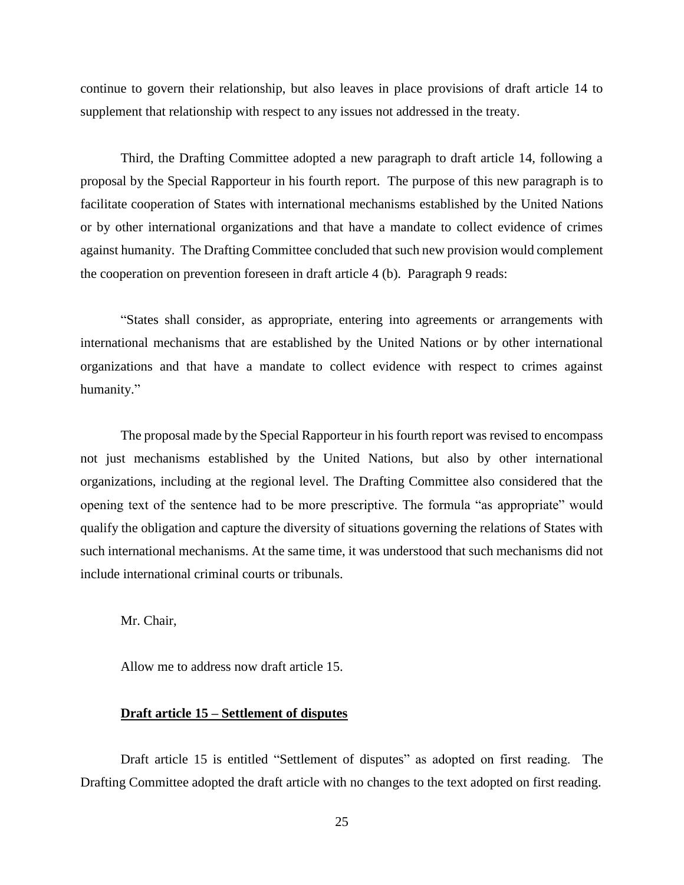continue to govern their relationship, but also leaves in place provisions of draft article 14 to supplement that relationship with respect to any issues not addressed in the treaty.

Third, the Drafting Committee adopted a new paragraph to draft article 14, following a proposal by the Special Rapporteur in his fourth report. The purpose of this new paragraph is to facilitate cooperation of States with international mechanisms established by the United Nations or by other international organizations and that have a mandate to collect evidence of crimes against humanity. The Drafting Committee concluded that such new provision would complement the cooperation on prevention foreseen in draft article 4 (b). Paragraph 9 reads:

"States shall consider, as appropriate, entering into agreements or arrangements with international mechanisms that are established by the United Nations or by other international organizations and that have a mandate to collect evidence with respect to crimes against humanity."

The proposal made by the Special Rapporteur in his fourth report was revised to encompass not just mechanisms established by the United Nations, but also by other international organizations, including at the regional level. The Drafting Committee also considered that the opening text of the sentence had to be more prescriptive. The formula "as appropriate" would qualify the obligation and capture the diversity of situations governing the relations of States with such international mechanisms. At the same time, it was understood that such mechanisms did not include international criminal courts or tribunals.

Mr. Chair,

Allow me to address now draft article 15.

**Draft article 15 – Settlement of disputes**

Draft article 15 is entitled "Settlement of disputes" as adopted on first reading. The Drafting Committee adopted the draft article with no changes to the text adopted on first reading.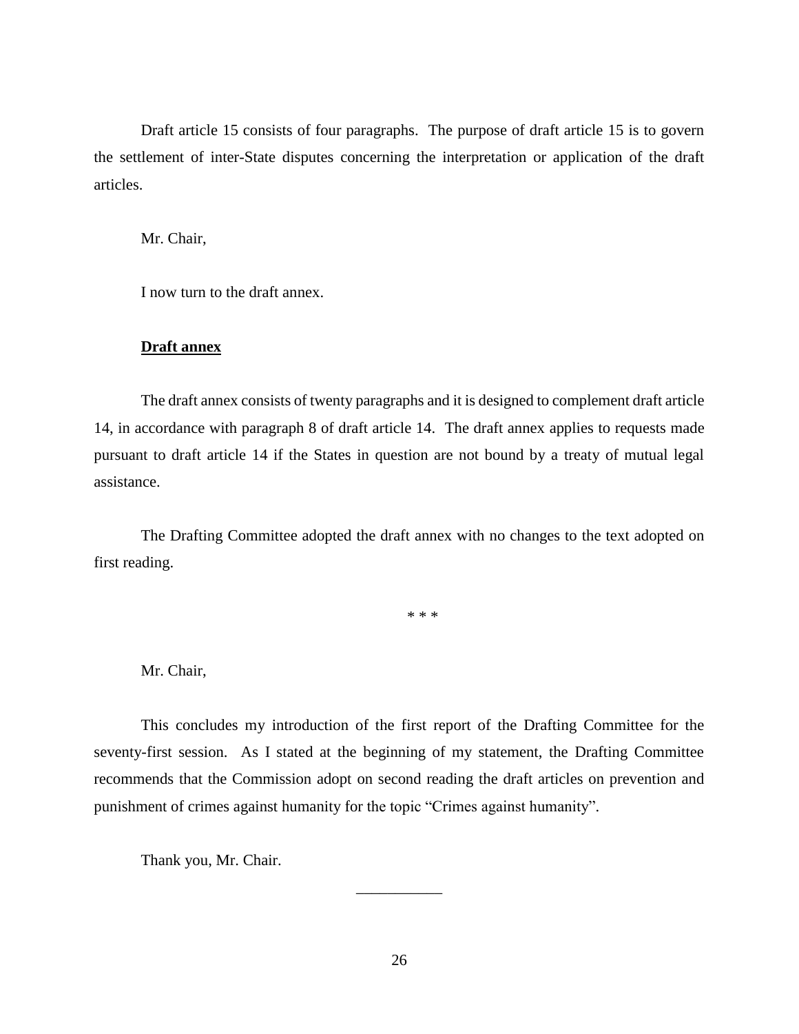Draft article 15 consists of four paragraphs. The purpose of draft article 15 is to govern the settlement of inter-State disputes concerning the interpretation or application of the draft articles.

Mr. Chair,

I now turn to the draft annex.

**<u>Draft annex</u>**

The draft annex consists of twenty paragraphs and it is designed to complement draft article 14, in accordance with paragraph 8 of draft article 14. The draft annex applies to requests made pursuant to draft article 14 if the States in question are not bound by a treaty of mutual legal assistance.

The Drafting Committee adopted the draft annex with no changes to the text adopted on first reading.

\* \* \*

Mr. Chair,

This concludes my introduction of the first report of the Drafting Committee for the seventy-first session. As I stated at the beginning of my statement, the Drafting Committee recommends that the Commission adopt on second reading the draft articles on prevention and punishment of crimes against humanity for the topic "Crimes against humanity".

Thank you, Mr. Chair.

___________